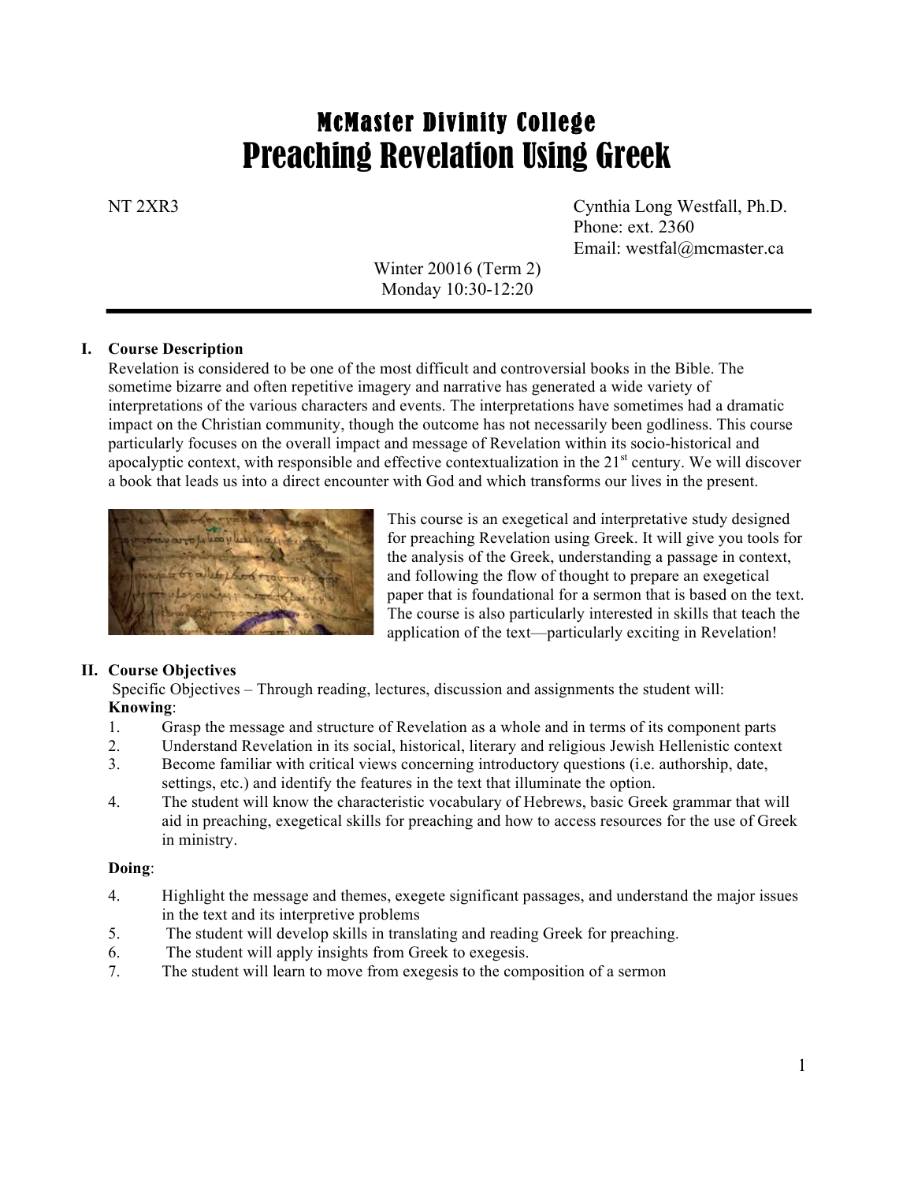# McMaster Divinity College

# Preaching Revelation Using Greek

NT 2XR3

Cynthia Long Westfall, Ph.D.
Phone: ext. 2360
Email: westfal@mcmaster.ca

Winter 20016 (Term 2)
Monday 10:30-12:20

## I. Course Description

Revelation is considered to be one of the most difficult and controversial books in the Bible. The sometime bizarre and often repetitive imagery and narrative has generated a wide variety of interpretations of the various characters and events. The interpretations have sometimes had a dramatic impact on the Christian community, though the outcome has not necessarily been godliness. This course particularly focuses on the overall impact and message of Revelation within its socio-historical and apocalyptic context, with responsible and effective contextualization in the 21st century. We will discover a book that leads us into a direct encounter with God and which transforms our lives in the present.

This course is an exegetical and interpretative study designed for preaching Revelation using Greek. It will give you tools for the analysis of the Greek, understanding a passage in context, and following the flow of thought to prepare an exegetical paper that is foundational for a sermon that is based on the text. The course is also particularly interested in skills that teach the application of the text—particularly exciting in Revelation!

## II. Course Objectives

Specific Objectives – Through reading, lectures, discussion and assignments the student will:

**Knowing**:

1. Grasp the message and structure of Revelation as a whole and in terms of its component parts
2. Understand Revelation in its social, historical, literary and religious Jewish Hellenistic context
3. Become familiar with critical views concerning introductory questions (i.e. authorship, date, settings, etc.) and identify the features in the text that illuminate the option.
4. The student will know the characteristic vocabulary of Hebrews, basic Greek grammar that will aid in preaching, exegetical skills for preaching and how to access resources for the use of Greek in ministry.

**Doing**:

4. Highlight the message and themes, exegete significant passages, and understand the major issues in the text and its interpretive problems
5. The student will develop skills in translating and reading Greek for preaching.
6. The student will apply insights from Greek to exegesis.
7. The student will learn to move from exegesis to the composition of a sermon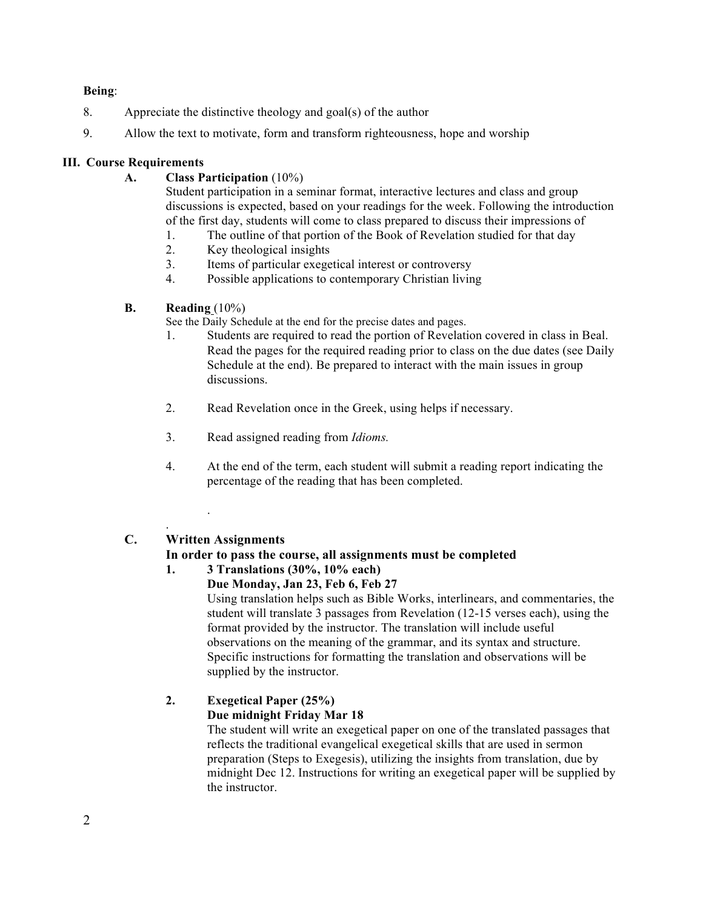**Being**:

8. Appreciate the distinctive theology and goal(s) of the author
9. Allow the text to motivate, form and transform righteousness, hope and worship

## III. Course Requirements

### A. Class Participation (10%)

Student participation in a seminar format, interactive lectures and class and group discussions is expected, based on your readings for the week. Following the introduction of the first day, students will come to class prepared to discuss their impressions of

1. The outline of that portion of the Book of Revelation studied for that day
2. Key theological insights
3. Items of particular exegetical interest or controversy
4. Possible applications to contemporary Christian living

### B. Reading (10%)

See the Daily Schedule at the end for the precise dates and pages.

1. Students are required to read the portion of Revelation covered in class in Beal. Read the pages for the required reading prior to class on the due dates (see Daily Schedule at the end). Be prepared to interact with the main issues in group discussions.

2. Read Revelation once in the Greek, using helps if necessary.

3. Read assigned reading from *Idioms.*

4. At the end of the term, each student will submit a reading report indicating the percentage of the reading that has been completed.

### C. Written Assignments

**In order to pass the course, all assignments must be completed**

1. **3 Translations (30%, 10% each)**
   **Due Monday, Jan 23, Feb 6, Feb 27**
   Using translation helps such as Bible Works, interlinears, and commentaries, the student will translate 3 passages from Revelation (12-15 verses each), using the format provided by the instructor. The translation will include useful observations on the meaning of the grammar, and its syntax and structure. Specific instructions for formatting the translation and observations will be supplied by the instructor.

2. **Exegetical Paper (25%)**
   **Due midnight Friday Mar 18**
   The student will write an exegetical paper on one of the translated passages that reflects the traditional evangelical exegetical skills that are used in sermon preparation (Steps to Exegesis), utilizing the insights from translation, due by midnight Dec 12. Instructions for writing an exegetical paper will be supplied by the instructor.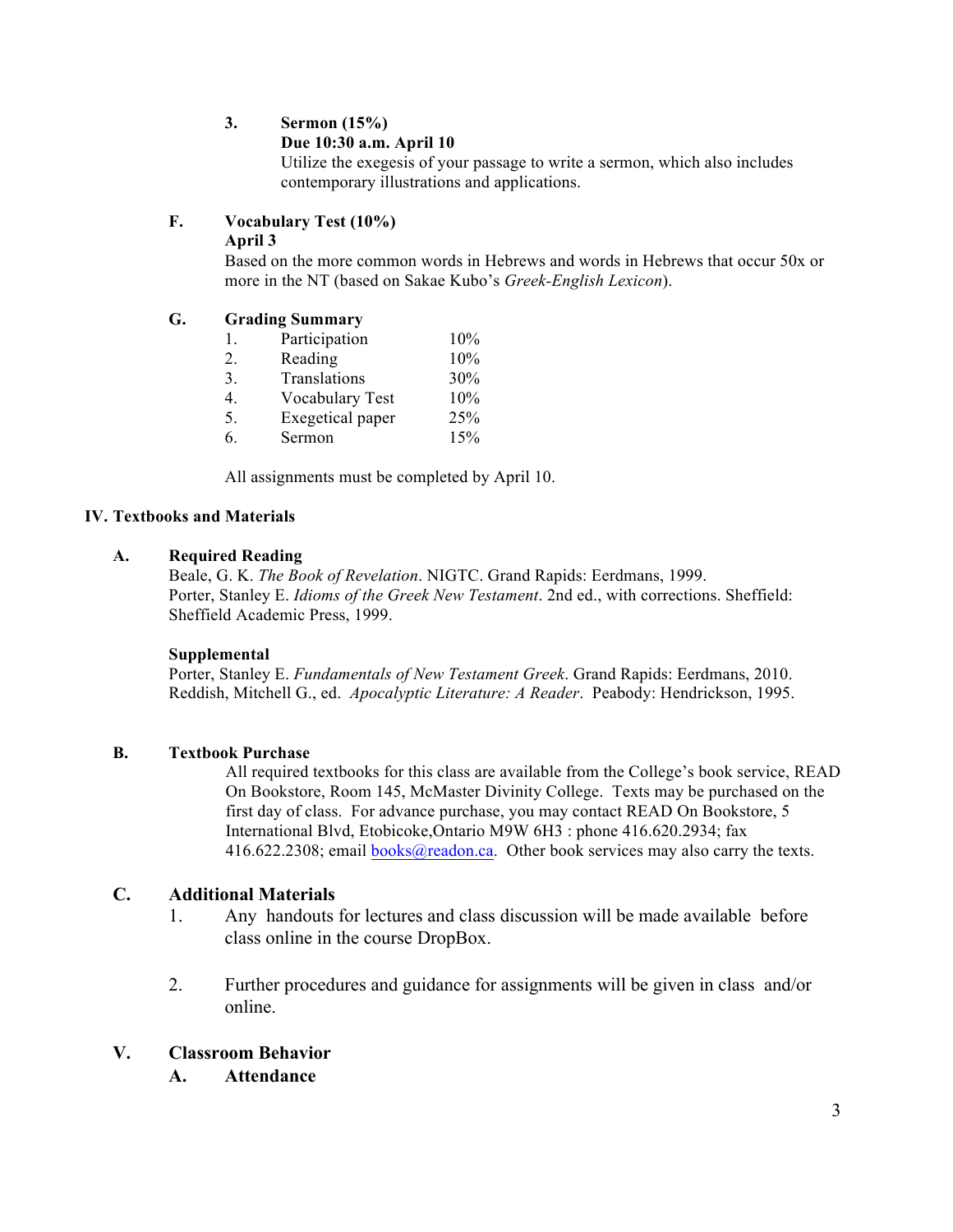3. **Sermon (15%)**
   **Due 10:30 a.m. April 10**
   Utilize the exegesis of your passage to write a sermon, which also includes contemporary illustrations and applications.

**F. Vocabulary Test (10%)**
**April 3**
Based on the more common words in Hebrews and words in Hebrews that occur 50x or more in the NT (based on Sakae Kubo's *Greek-English Lexicon*).

**G. Grading Summary**

| | | |
|---|---|---|
| 1. | Participation | 10% |
| 2. | Reading | 10% |
| 3. | Translations | 30% |
| 4. | Vocabulary Test | 10% |
| 5. | Exegetical paper | 25% |
| 6. | Sermon | 15% |

All assignments must be completed by April 10.

## IV. Textbooks and Materials

**A. Required Reading**

Beale, G. K. *The Book of Revelation*. NIGTC. Grand Rapids: Eerdmans, 1999.
Porter, Stanley E. *Idioms of the Greek New Testament*. 2nd ed., with corrections. Sheffield: Sheffield Academic Press, 1999.

**Supplemental**

Porter, Stanley E. *Fundamentals of New Testament Greek*. Grand Rapids: Eerdmans, 2010.
Reddish, Mitchell G., ed. *Apocalyptic Literature: A Reader*. Peabody: Hendrickson, 1995.

**B. Textbook Purchase**

All required textbooks for this class are available from the College's book service, READ On Bookstore, Room 145, McMaster Divinity College. Texts may be purchased on the first day of class. For advance purchase, you may contact READ On Bookstore, 5 International Blvd, Etobicoke,Ontario M9W 6H3 : phone 416.620.2934; fax 416.622.2308; email books@readon.ca. Other book services may also carry the texts.

**C. Additional Materials**

1. Any handouts for lectures and class discussion will be made available before class online in the course DropBox.
2. Further procedures and guidance for assignments will be given in class and/or online.

## V. Classroom Behavior

**A. Attendance**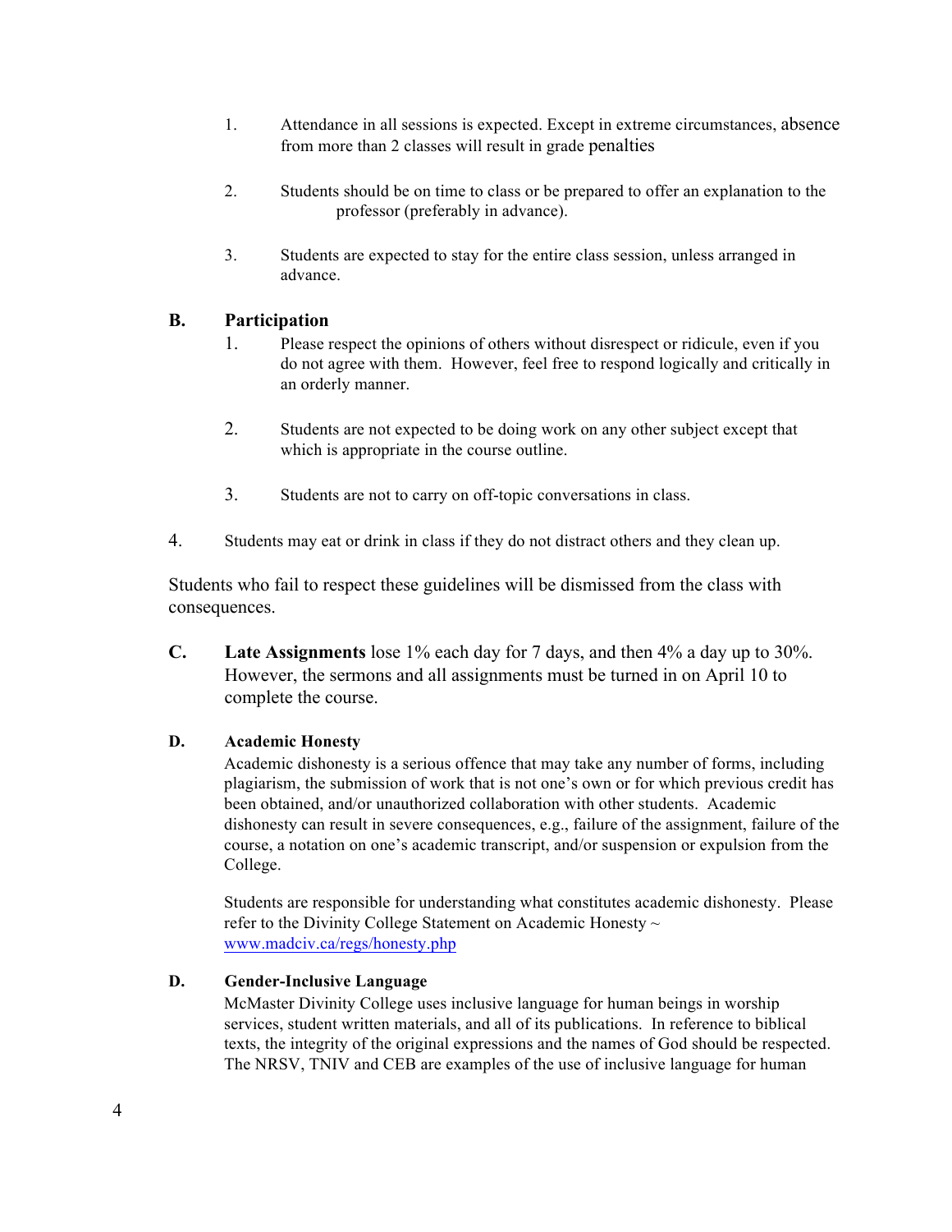1. Attendance in all sessions is expected. Except in extreme circumstances, absence from more than 2 classes will result in grade penalties

2. Students should be on time to class or be prepared to offer an explanation to the professor (preferably in advance).

3. Students are expected to stay for the entire class session, unless arranged in advance.

### B. Participation

1. Please respect the opinions of others without disrespect or ridicule, even if you do not agree with them. However, feel free to respond logically and critically in an orderly manner.

2. Students are not expected to be doing work on any other subject except that which is appropriate in the course outline.

3. Students are not to carry on off-topic conversations in class.

4. Students may eat or drink in class if they do not distract others and they clean up.

Students who fail to respect these guidelines will be dismissed from the class with consequences.

**C. Late Assignments** lose 1% each day for 7 days, and then 4% a day up to 30%. However, the sermons and all assignments must be turned in on April 10 to complete the course.

### D. Academic Honesty

Academic dishonesty is a serious offence that may take any number of forms, including plagiarism, the submission of work that is not one's own or for which previous credit has been obtained, and/or unauthorized collaboration with other students. Academic dishonesty can result in severe consequences, e.g., failure of the assignment, failure of the course, a notation on one's academic transcript, and/or suspension or expulsion from the College.

Students are responsible for understanding what constitutes academic dishonesty. Please refer to the Divinity College Statement on Academic Honesty ~ www.madciv.ca/regs/honesty.php

### D. Gender-Inclusive Language

McMaster Divinity College uses inclusive language for human beings in worship services, student written materials, and all of its publications. In reference to biblical texts, the integrity of the original expressions and the names of God should be respected. The NRSV, TNIV and CEB are examples of the use of inclusive language for human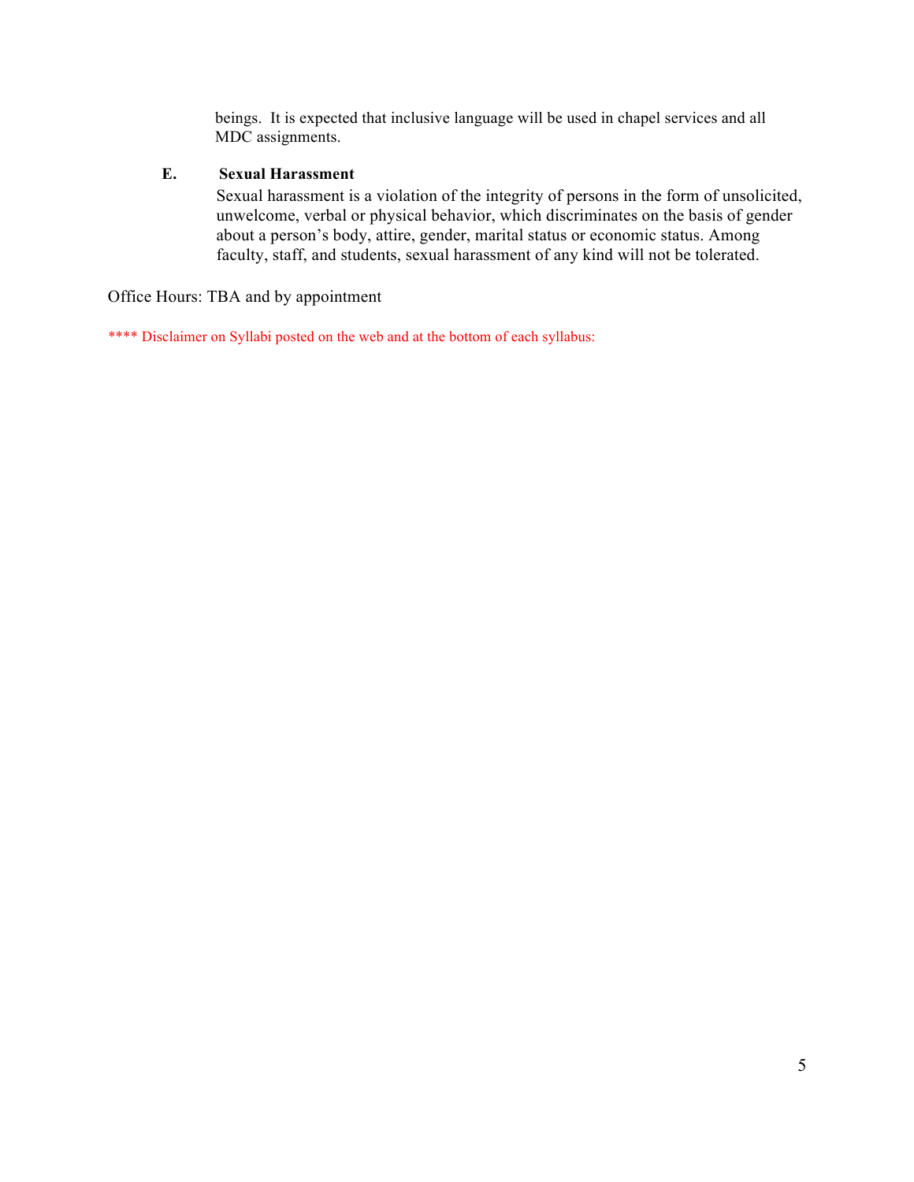beings. It is expected that inclusive language will be used in chapel services and all MDC assignments.

**E. Sexual Harassment**

Sexual harassment is a violation of the integrity of persons in the form of unsolicited, unwelcome, verbal or physical behavior, which discriminates on the basis of gender about a person's body, attire, gender, marital status or economic status. Among faculty, staff, and students, sexual harassment of any kind will not be tolerated.

Office Hours: TBA and by appointment

**** Disclaimer on Syllabi posted on the web and at the bottom of each syllabus: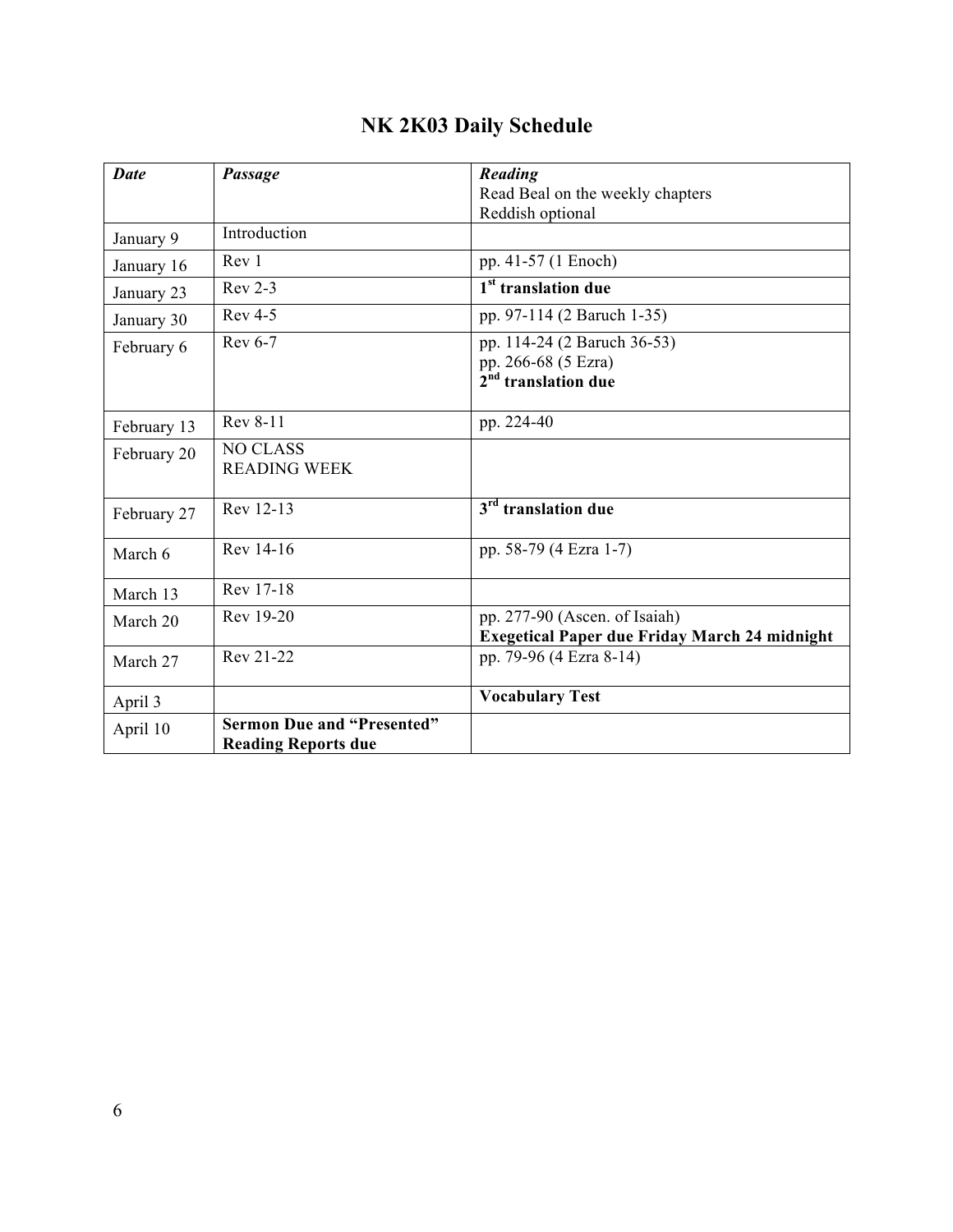# NK 2K03 Daily Schedule

| *Date* | *Passage* | *Reading*<br>Read Beal on the weekly chapters<br>Reddish optional |
|---|---|---|
| January 9 | Introduction | |
| January 16 | Rev 1 | pp. 41-57 (1 Enoch) |
| January 23 | Rev 2-3 | **1st translation due** |
| January 30 | Rev 4-5 | pp. 97-114 (2 Baruch 1-35) |
| February 6 | Rev 6-7 | pp. 114-24 (2 Baruch 36-53)<br>pp. 266-68 (5 Ezra)<br>**2nd translation due** |
| February 13 | Rev 8-11 | pp. 224-40 |
| February 20 | NO CLASS<br>READING WEEK | |
| February 27 | Rev 12-13 | **3rd translation due** |
| March 6 | Rev 14-16 | pp. 58-79 (4 Ezra 1-7) |
| March 13 | Rev 17-18 | |
| March 20 | Rev 19-20 | pp. 277-90 (Ascen. of Isaiah)<br>**Exegetical Paper due Friday March 24 midnight** |
| March 27 | Rev 21-22 | pp. 79-96 (4 Ezra 8-14) |
| April 3 | | **Vocabulary Test** |
| April 10 | **Sermon Due and "Presented"**<br>**Reading Reports due** | |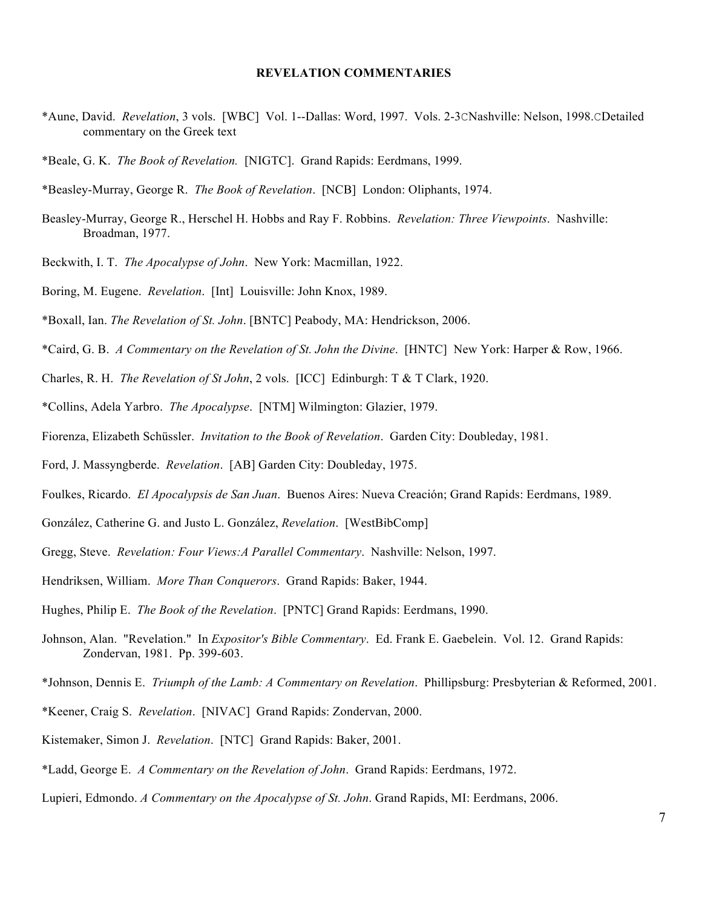**REVELATION COMMENTARIES**

*Aune, David. *Revelation*, 3 vols. [WBC] Vol. 1--Dallas: Word, 1997. Vols. 2-3CNashville: Nelson, 1998.CDetailed commentary on the Greek text

*Beale, G. K. *The Book of Revelation.* [NIGTC]. Grand Rapids: Eerdmans, 1999.

*Beasley-Murray, George R. *The Book of Revelation*. [NCB] London: Oliphants, 1974.

Beasley-Murray, George R., Herschel H. Hobbs and Ray F. Robbins. *Revelation: Three Viewpoints*. Nashville: Broadman, 1977.

Beckwith, I. T. *The Apocalypse of John*. New York: Macmillan, 1922.

Boring, M. Eugene. *Revelation*. [Int] Louisville: John Knox, 1989.

*Boxall, Ian. *The Revelation of St. John*. [BNTC] Peabody, MA: Hendrickson, 2006.

*Caird, G. B. *A Commentary on the Revelation of St. John the Divine*. [HNTC] New York: Harper & Row, 1966.

Charles, R. H. *The Revelation of St John*, 2 vols. [ICC] Edinburgh: T & T Clark, 1920.

*Collins, Adela Yarbro. *The Apocalypse*. [NTM] Wilmington: Glazier, 1979.

Fiorenza, Elizabeth Schüssler. *Invitation to the Book of Revelation*. Garden City: Doubleday, 1981.

Ford, J. Massyngberde. *Revelation*. [AB] Garden City: Doubleday, 1975.

Foulkes, Ricardo. *El Apocalypsis de San Juan*. Buenos Aires: Nueva Creación; Grand Rapids: Eerdmans, 1989.

González, Catherine G. and Justo L. González, *Revelation*. [WestBibComp]

Gregg, Steve. *Revelation: Four Views:A Parallel Commentary*. Nashville: Nelson, 1997.

Hendriksen, William. *More Than Conquerors*. Grand Rapids: Baker, 1944.

Hughes, Philip E. *The Book of the Revelation*. [PNTC] Grand Rapids: Eerdmans, 1990.

Johnson, Alan. "Revelation." In *Expositor's Bible Commentary*. Ed. Frank E. Gaebelein. Vol. 12. Grand Rapids: Zondervan, 1981. Pp. 399-603.

*Johnson, Dennis E. *Triumph of the Lamb: A Commentary on Revelation*. Phillipsburg: Presbyterian & Reformed, 2001.

*Keener, Craig S. *Revelation*. [NIVAC] Grand Rapids: Zondervan, 2000.

Kistemaker, Simon J. *Revelation*. [NTC] Grand Rapids: Baker, 2001.

*Ladd, George E. *A Commentary on the Revelation of John*. Grand Rapids: Eerdmans, 1972.

Lupieri, Edmondo. *A Commentary on the Apocalypse of St. John*. Grand Rapids, MI: Eerdmans, 2006.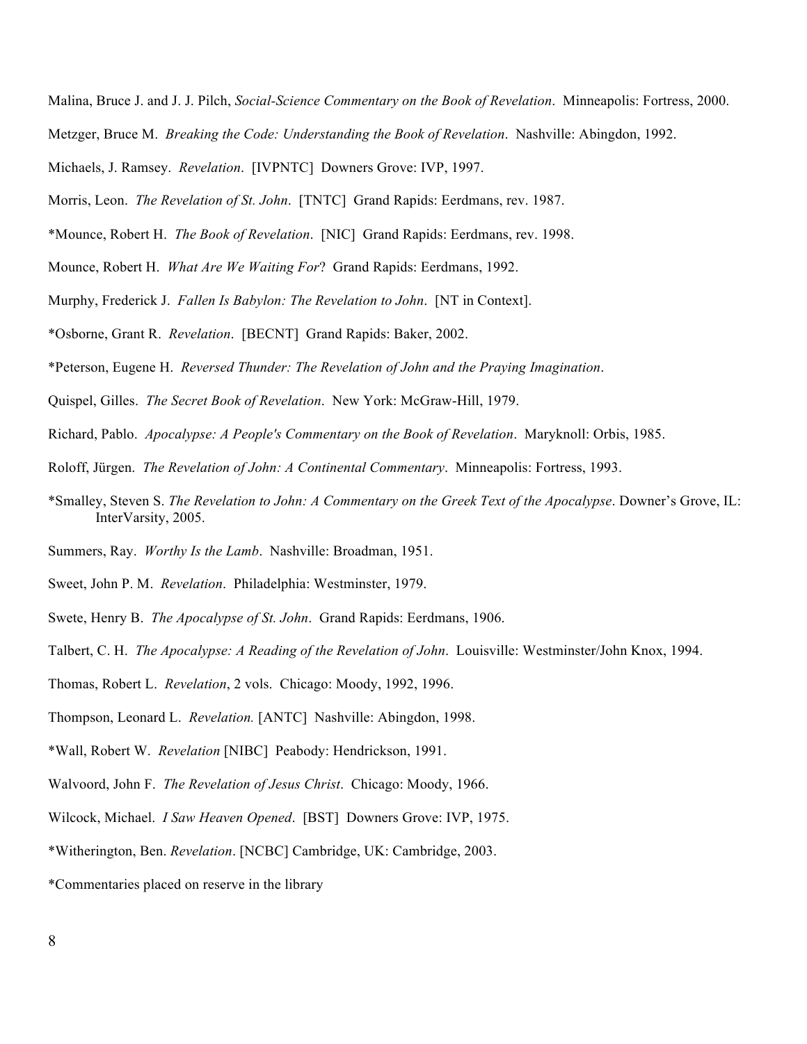Malina, Bruce J. and J. J. Pilch, *Social-Science Commentary on the Book of Revelation*. Minneapolis: Fortress, 2000.

Metzger, Bruce M. *Breaking the Code: Understanding the Book of Revelation*. Nashville: Abingdon, 1992.

Michaels, J. Ramsey. *Revelation*. [IVPNTC] Downers Grove: IVP, 1997.

Morris, Leon. *The Revelation of St. John*. [TNTC] Grand Rapids: Eerdmans, rev. 1987.

*Mounce, Robert H. *The Book of Revelation*. [NIC] Grand Rapids: Eerdmans, rev. 1998.

Mounce, Robert H. *What Are We Waiting For*? Grand Rapids: Eerdmans, 1992.

Murphy, Frederick J. *Fallen Is Babylon: The Revelation to John*. [NT in Context].

*Osborne, Grant R. *Revelation*. [BECNT] Grand Rapids: Baker, 2002.

*Peterson, Eugene H. *Reversed Thunder: The Revelation of John and the Praying Imagination*.

Quispel, Gilles. *The Secret Book of Revelation*. New York: McGraw-Hill, 1979.

Richard, Pablo. *Apocalypse: A People's Commentary on the Book of Revelation*. Maryknoll: Orbis, 1985.

Roloff, Jürgen. *The Revelation of John: A Continental Commentary*. Minneapolis: Fortress, 1993.

*Smalley, Steven S. *The Revelation to John: A Commentary on the Greek Text of the Apocalypse*. Downer's Grove, IL: InterVarsity, 2005.

Summers, Ray. *Worthy Is the Lamb*. Nashville: Broadman, 1951.

Sweet, John P. M. *Revelation*. Philadelphia: Westminster, 1979.

Swete, Henry B. *The Apocalypse of St. John*. Grand Rapids: Eerdmans, 1906.

Talbert, C. H. *The Apocalypse: A Reading of the Revelation of John*. Louisville: Westminster/John Knox, 1994.

Thomas, Robert L. *Revelation*, 2 vols. Chicago: Moody, 1992, 1996.

Thompson, Leonard L. *Revelation.* [ANTC] Nashville: Abingdon, 1998.

*Wall, Robert W. *Revelation* [NIBC] Peabody: Hendrickson, 1991.

Walvoord, John F. *The Revelation of Jesus Christ*. Chicago: Moody, 1966.

Wilcock, Michael. *I Saw Heaven Opened*. [BST] Downers Grove: IVP, 1975.

*Witherington, Ben. *Revelation*. [NCBC] Cambridge, UK: Cambridge, 2003.

*Commentaries placed on reserve in the library